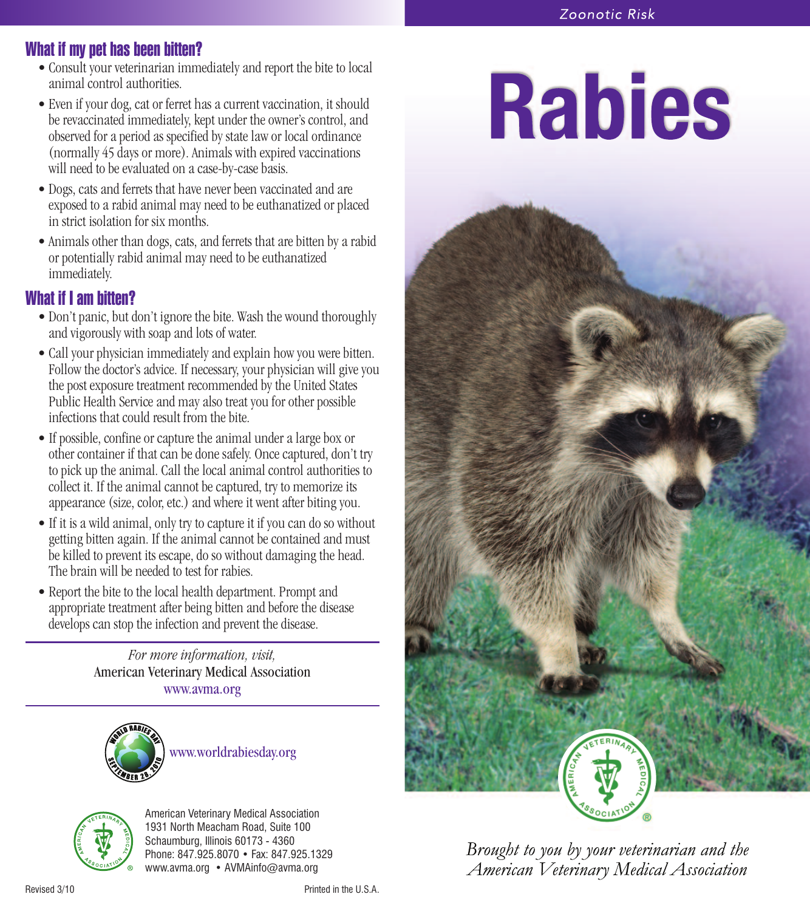## What if my pet has been bitten?

- Consult your veterinarian immediately and report the bite to local animal control authorities.
- Even if your dog, cat or ferret has a current vaccination, it should be revaccinated immediately, kept under the owner's control, and observed for a period as specified by state law or local ordinance (normally 45 days or more). Animals with expired vaccinations will need to be evaluated on a case-by-case basis.
- Dogs, cats and ferrets that have never been vaccinated and are exposed to a rabid animal may need to be euthanatized or placed in strict isolation for six months.
- Animals other than dogs, cats, and ferrets that are bitten by a rabid or potentially rabid animal may need to be euthanatized immediately.

## What if I am bitten?

- Don't panic, but don't ignore the bite. Wash the wound thoroughly and vigorously with soap and lots of water.
- Call your physician immediately and explain how you were bitten. Follow the doctor's advice. If necessary, your physician will give you the post exposure treatment recommended by the United States Public Health Service and may also treat you for other possible infections that could result from the bite.
- If possible, confine or capture the animal under a large box or other container if that can be done safely. Once captured, don't try to pick up the animal. Call the local animal control authorities to collect it. If the animal cannot be captured, try to memorize its appearance (size, color, etc.) and where it went after biting you.
- If it is a wild animal, only try to capture it if you can do so without getting bitten again. If the animal cannot be contained and must be killed to prevent its escape, do so without damaging the head. The brain will be needed to test for rabies.
- Report the bite to the local health department. Prompt and appropriate treatment after being bitten and before the disease develops can stop the infection and prevent the disease.

*For more information, visit,*
American Veterinary Medical Association
www.avma.org

WORLD RABIES DAY SEPTEMBER 28, 2010
www.worldrabiesday.org

American Veterinary Medical Association
1931 North Meacham Road, Suite 100
Schaumburg, Illinois 60173 - 4360
Phone: 847.925.8070 • Fax: 847.925.1329
www.avma.org • AVMAinfo@avma.org

Revised 3/10

Printed in the U.S.A.

Zoonotic Risk

# Rabies

AMERICAN VETERINARY MEDICAL ASSOCIATION ®

*Brought to you by your veterinarian and the American Veterinary Medical Association*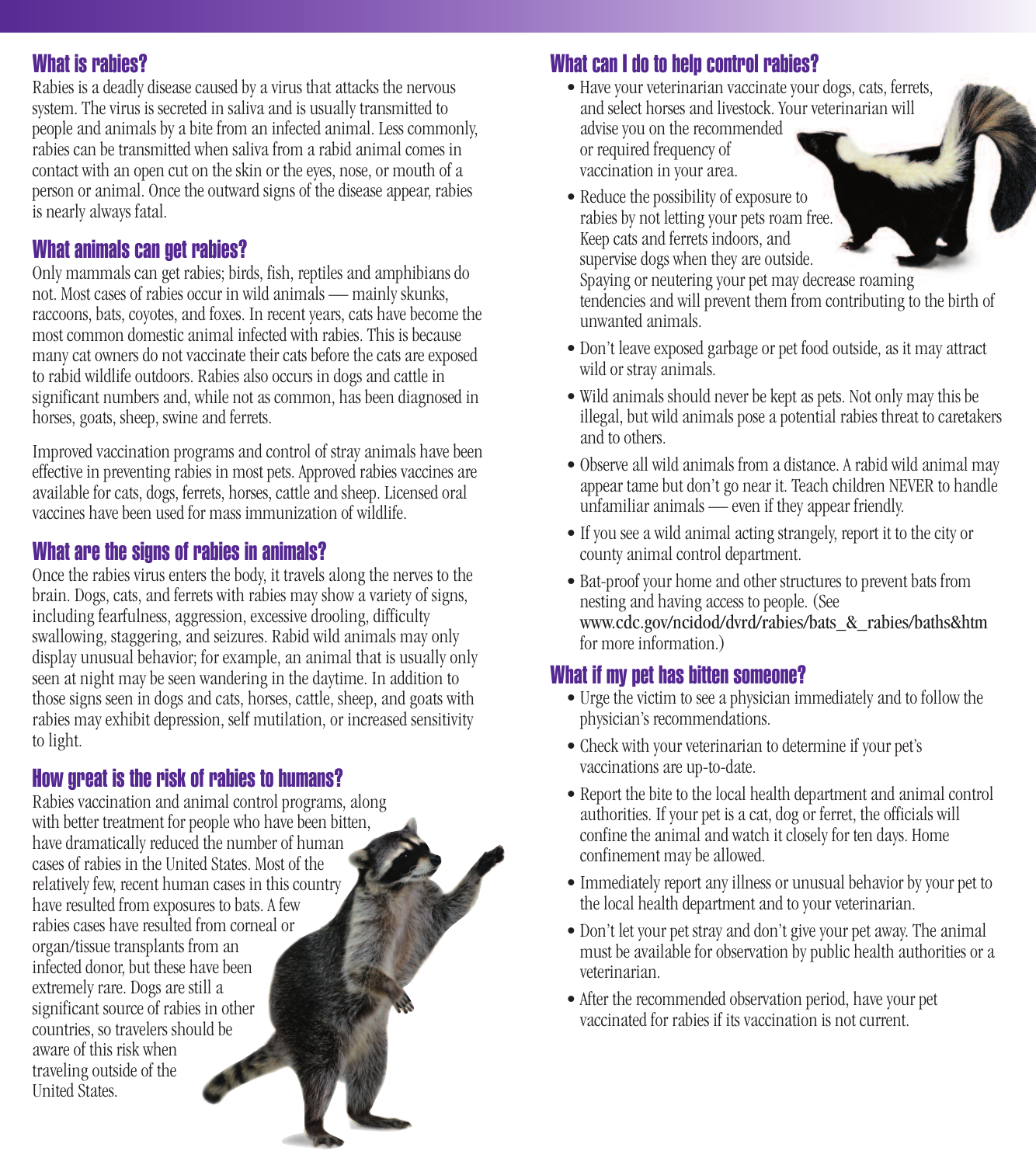## What is rabies?

Rabies is a deadly disease caused by a virus that attacks the nervous system. The virus is secreted in saliva and is usually transmitted to people and animals by a bite from an infected animal. Less commonly, rabies can be transmitted when saliva from a rabid animal comes in contact with an open cut on the skin or the eyes, nose, or mouth of a person or animal. Once the outward signs of the disease appear, rabies is nearly always fatal.

## What animals can get rabies?

Only mammals can get rabies; birds, fish, reptiles and amphibians do not. Most cases of rabies occur in wild animals — mainly skunks, raccoons, bats, coyotes, and foxes. In recent years, cats have become the most common domestic animal infected with rabies. This is because many cat owners do not vaccinate their cats before the cats are exposed to rabid wildlife outdoors. Rabies also occurs in dogs and cattle in significant numbers and, while not as common, has been diagnosed in horses, goats, sheep, swine and ferrets.

Improved vaccination programs and control of stray animals have been effective in preventing rabies in most pets. Approved rabies vaccines are available for cats, dogs, ferrets, horses, cattle and sheep. Licensed oral vaccines have been used for mass immunization of wildlife.

## What are the signs of rabies in animals?

Once the rabies virus enters the body, it travels along the nerves to the brain. Dogs, cats, and ferrets with rabies may show a variety of signs, including fearfulness, aggression, excessive drooling, difficulty swallowing, staggering, and seizures. Rabid wild animals may only display unusual behavior; for example, an animal that is usually only seen at night may be seen wandering in the daytime. In addition to those signs seen in dogs and cats, horses, cattle, sheep, and goats with rabies may exhibit depression, self mutilation, or increased sensitivity to light.

## How great is the risk of rabies to humans?

Rabies vaccination and animal control programs, along with better treatment for people who have been bitten, have dramatically reduced the number of human cases of rabies in the United States. Most of the relatively few, recent human cases in this country have resulted from exposures to bats. A few rabies cases have resulted from corneal or organ/tissue transplants from an infected donor, but these have been extremely rare. Dogs are still a significant source of rabies in other countries, so travelers should be aware of this risk when traveling outside of the United States.

## What can I do to help control rabies?

- Have your veterinarian vaccinate your dogs, cats, ferrets, and select horses and livestock. Your veterinarian will advise you on the recommended or required frequency of vaccination in your area.
- Reduce the possibility of exposure to rabies by not letting your pets roam free. Keep cats and ferrets indoors, and supervise dogs when they are outside. Spaying or neutering your pet may decrease roaming tendencies and will prevent them from contributing to the birth of unwanted animals.
- Don't leave exposed garbage or pet food outside, as it may attract wild or stray animals.
- Wild animals should never be kept as pets. Not only may this be illegal, but wild animals pose a potential rabies threat to caretakers and to others.
- Observe all wild animals from a distance. A rabid wild animal may appear tame but don't go near it. Teach children NEVER to handle unfamiliar animals — even if they appear friendly.
- If you see a wild animal acting strangely, report it to the city or county animal control department.
- Bat-proof your home and other structures to prevent bats from nesting and having access to people. (See www.cdc.gov/ncidod/dvrd/rabies/bats_&_rabies/baths&htm for more information.)

## What if my pet has bitten someone?

- Urge the victim to see a physician immediately and to follow the physician's recommendations.
- Check with your veterinarian to determine if your pet's vaccinations are up-to-date.
- Report the bite to the local health department and animal control authorities. If your pet is a cat, dog or ferret, the officials will confine the animal and watch it closely for ten days. Home confinement may be allowed.
- Immediately report any illness or unusual behavior by your pet to the local health department and to your veterinarian.
- Don't let your pet stray and don't give your pet away. The animal must be available for observation by public health authorities or a veterinarian.
- After the recommended observation period, have your pet vaccinated for rabies if its vaccination is not current.